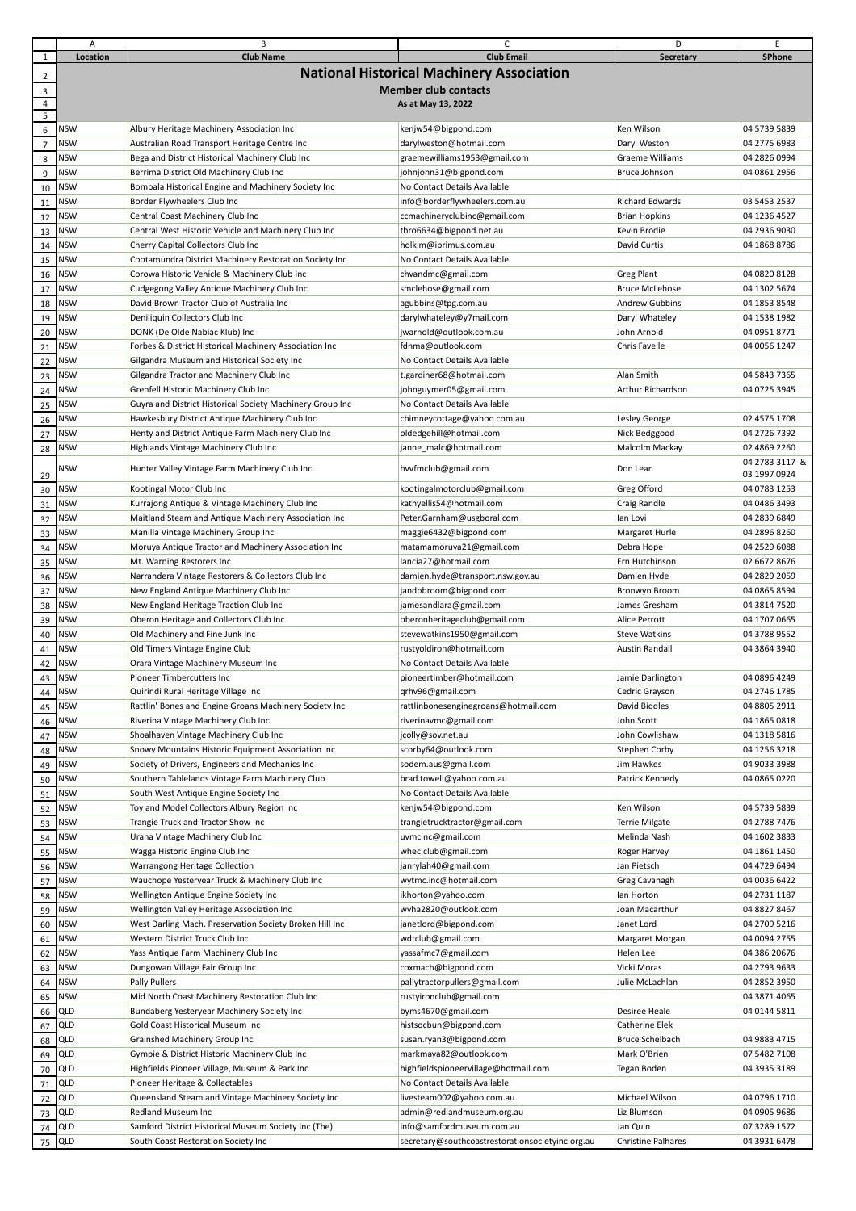# National Historical Machinery Association

## Member club contacts

As at May 13, 2022

| Location | Club Name | Club Email | Secretary | SPhone |
|---|---|---|---|---|
| NSW | Albury Heritage Machinery Association Inc | kenjw54@bigpond.com | Ken Wilson | 04 5739 5839 |
| NSW | Australian Road Transport Heritage Centre Inc | darylweston@hotmail.com | Daryl Weston | 04 2775 6983 |
| NSW | Bega and District Historical Machinery Club Inc | graemewilliams1953@gmail.com | Graeme Williams | 04 2826 0994 |
| NSW | Berrima District Old Machinery Club Inc | johnjohn31@bigpond.com | Bruce Johnson | 04 0861 2956 |
| NSW | Bombala Historical Engine and Machinery Society Inc | No Contact Details Available | | |
| NSW | Border Flywheelers Club Inc | info@borderflywheelers.com.au | Richard Edwards | 03 5453 2537 |
| NSW | Central Coast Machinery Club Inc | ccmachineryclubinc@gmail.com | Brian Hopkins | 04 1236 4527 |
| NSW | Central West Historic Vehicle and Machinery Club Inc | tbro6634@bigpond.net.au | Kevin Brodie | 04 2936 9030 |
| NSW | Cherry Capital Collectors Club Inc | holkim@iprimus.com.au | David Curtis | 04 1868 8786 |
| NSW | Cootamundra District Machinery Restoration Society Inc | No Contact Details Available | | |
| NSW | Corowa Historic Vehicle & Machinery Club Inc | chvandmc@gmail.com | Greg Plant | 04 0820 8128 |
| NSW | Cudgegong Valley Antique Machinery Club Inc | smclehose@gmail.com | Bruce McLehose | 04 1302 5674 |
| NSW | David Brown Tractor Club of Australia Inc | agubbins@tpg.com.au | Andrew Gubbins | 04 1853 8548 |
| NSW | Deniliquin Collectors Club Inc | darylwhateley@y7mail.com | Daryl Whateley | 04 1538 1982 |
| NSW | DONK (De Olde Nabiac Klub) Inc | jwarnold@outlook.com.au | John Arnold | 04 0951 8771 |
| NSW | Forbes & District Historical Machinery Association Inc | fdhma@outlook.com | Chris Favelle | 04 0056 1247 |
| NSW | Gilgandra Museum and Historical Society Inc | No Contact Details Available | | |
| NSW | Gilgandra Tractor and Machinery Club Inc | t.gardiner68@hotmail.com | Alan Smith | 04 5843 7365 |
| NSW | Grenfell Historic Machinery Club Inc | johnguymer05@gmail.com | Arthur Richardson | 04 0725 3945 |
| NSW | Guyra and District Historical Society Machinery Group Inc | No Contact Details Available | | |
| NSW | Hawkesbury District Antique Machinery Club Inc | chimneycottage@yahoo.com.au | Lesley George | 02 4575 1708 |
| NSW | Henty and District Antique Farm Machinery Club Inc | oldedgehill@hotmail.com | Nick Bedggood | 04 2726 7392 |
| NSW | Highlands Vintage Machinery Club Inc | janne_malc@hotmail.com | Malcolm Mackay | 02 4869 2260 |
| NSW | Hunter Valley Vintage Farm Machinery Club Inc | hvvfmclub@gmail.com | Don Lean | 04 2783 3117 & 03 1997 0924 |
| NSW | Kootingal Motor Club Inc | kootingalmotorclub@gmail.com | Greg Offord | 04 0783 1253 |
| NSW | Kurrajong Antique & Vintage Machinery Club Inc | kathyellis54@hotmail.com | Craig Randle | 04 0486 3493 |
| NSW | Maitland Steam and Antique Machinery Association Inc | Peter.Garnham@usgboral.com | Ian Lovi | 04 2839 6849 |
| NSW | Manilla Vintage Machinery Group Inc | maggie6432@bigpond.com | Margaret Hurle | 04 2896 8260 |
| NSW | Moruya Antique Tractor and Machinery Association Inc | matamamoruya21@gmail.com | Debra Hope | 04 2529 6088 |
| NSW | Mt. Warning Restorers Inc | lancia27@hotmail.com | Ern Hutchinson | 02 6672 8676 |
| NSW | Narrandera Vintage Restorers & Collectors Club Inc | damien.hyde@transport.nsw.gov.au | Damien Hyde | 04 2829 2059 |
| NSW | New England Antique Machinery Club Inc | jandbbroom@bigpond.com | Bronwyn Broom | 04 0865 8594 |
| NSW | New England Heritage Traction Club Inc | jamesandlara@gmail.com | James Gresham | 04 3814 7520 |
| NSW | Oberon Heritage and Collectors Club Inc | oberonheritageclub@gmail.com | Alice Perrott | 04 1707 0665 |
| NSW | Old Machinery and Fine Junk Inc | stevewatkins1950@gmail.com | Steve Watkins | 04 3788 9552 |
| NSW | Old Timers Vintage Engine Club | rustyoldiron@hotmail.com | Austin Randall | 04 3864 3940 |
| NSW | Orara Vintage Machinery Museum Inc | No Contact Details Available | | |
| NSW | Pioneer Timbercutters Inc | pioneertimber@hotmail.com | Jamie Darlington | 04 0896 4249 |
| NSW | Quirindi Rural Heritage Village Inc | qrhv96@gmail.com | Cedric Grayson | 04 2746 1785 |
| NSW | Rattlin' Bones and Engine Groans Machinery Society Inc | rattlinbonesenginegroans@hotmail.com | David Biddles | 04 8805 2911 |
| NSW | Riverina Vintage Machinery Club Inc | riverinavmc@gmail.com | John Scott | 04 1865 0818 |
| NSW | Shoalhaven Vintage Machinery Club Inc | jcolly@sov.net.au | John Cowlishaw | 04 1318 5816 |
| NSW | Snowy Mountains Historic Equipment Association Inc | scorby64@outlook.com | Stephen Corby | 04 1256 3218 |
| NSW | Society of Drivers, Engineers and Mechanics Inc | sodem.aus@gmail.com | Jim Hawkes | 04 9033 3988 |
| NSW | Southern Tablelands Vintage Farm Machinery Club | brad.towell@yahoo.com.au | Patrick Kennedy | 04 0865 0220 |
| NSW | South West Antique Engine Society Inc | No Contact Details Available | | |
| NSW | Toy and Model Collectors Albury Region Inc | kenjw54@bigpond.com | Ken Wilson | 04 5739 5839 |
| NSW | Trangie Truck and Tractor Show Inc | trangietrucktractor@gmail.com | Terrie Milgate | 04 2788 7476 |
| NSW | Urana Vintage Machinery Club Inc | uvmcinc@gmail.com | Melinda Nash | 04 1602 3833 |
| NSW | Wagga Historic Engine Club Inc | whec.club@gmail.com | Roger Harvey | 04 1861 1450 |
| NSW | Warrangong Heritage Collection | janrylah40@gmail.com | Jan Pietsch | 04 4729 6494 |
| NSW | Wauchope Yesteryear Truck & Machinery Club Inc | wytmc.inc@hotmail.com | Greg Cavanagh | 04 0036 6422 |
| NSW | Wellington Antique Engine Society Inc | ikhorton@yahoo.com | Ian Horton | 04 2731 1187 |
| NSW | Wellington Valley Heritage Association Inc | wvha2820@outlook.com | Joan Macarthur | 04 8827 8467 |
| NSW | West Darling Mach. Preservation Society Broken Hill Inc | janetlord@bigpond.com | Janet Lord | 04 2709 5216 |
| NSW | Western District Truck Club Inc | wdtclub@gmail.com | Margaret Morgan | 04 0094 2755 |
| NSW | Yass Antique Farm Machinery Club Inc | yassafmc7@gmail.com | Helen Lee | 04 386 20676 |
| NSW | Dungowan Village Fair Group Inc | coxmach@bigpond.com | Vicki Moras | 04 2793 9633 |
| NSW | Pally Pullers | pallytractorpullers@gmail.com | Julie McLachlan | 04 2852 3950 |
| NSW | Mid North Coast Machinery Restoration Club Inc | rustyironclub@gmail.com | | 04 3871 4065 |
| QLD | Bundaberg Yesteryear Machinery Society Inc | byms4670@gmail.com | Desiree Heale | 04 0144 5811 |
| QLD | Gold Coast Historical Museum Inc | histsocbun@bigpond.com | Catherine Elek | |
| QLD | Grainshed Machinery Group Inc | susan.ryan3@bigpond.com | Bruce Schelbach | 04 9883 4715 |
| QLD | Gympie & District Historic Machinery Club Inc | markmaya82@outlook.com | Mark O'Brien | 07 5482 7108 |
| QLD | Highfields Pioneer Village, Museum & Park Inc | highfieldspioneervillage@hotmail.com | Tegan Boden | 04 3935 3189 |
| QLD | Pioneer Heritage & Collectables | No Contact Details Available | | |
| QLD | Queensland Steam and Vintage Machinery Society Inc | livesteam002@yahoo.com.au | Michael Wilson | 04 0796 1710 |
| QLD | Redland Museum Inc | admin@redlandmuseum.org.au | Liz Blumson | 04 0905 9686 |
| QLD | Samford District Historical Museum Society Inc (The) | info@samfordmuseum.com.au | Jan Quin | 07 3289 1572 |
| QLD | South Coast Restoration Society Inc | secretary@southcoastrestorationsocietyinc.org.au | Christine Palhares | 04 3931 6478 |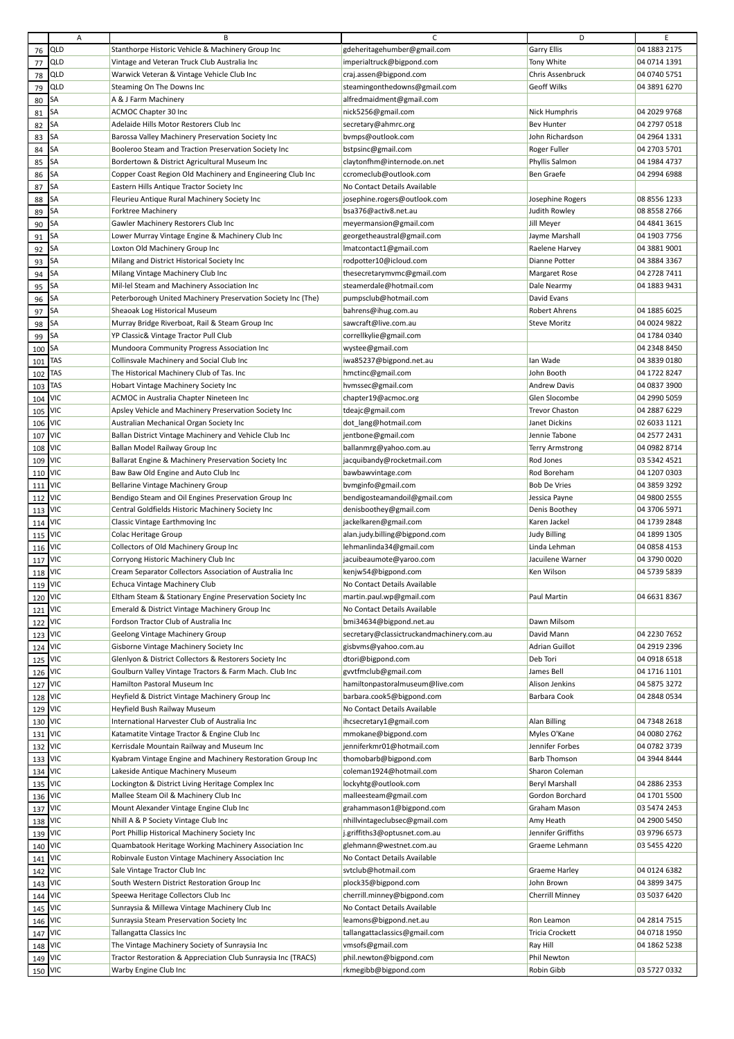| | A | B | C | D | E |
|---|---|---|---|---|---|
| 76 | QLD | Stanthorpe Historic Vehicle & Machinery Group Inc | gdeheritagehumber@gmail.com | Garry Ellis | 04 1883 2175 |
| 77 | QLD | Vintage and Veteran Truck Club Australia Inc | imperialtruck@bigpond.com | Tony White | 04 0714 1391 |
| 78 | QLD | Warwick Veteran & Vintage Vehicle Club Inc | craj.assen@bigpond.com | Chris Assenbruck | 04 0740 5751 |
| 79 | QLD | Steaming On The Downs Inc | steamingonthedowns@gmail.com | Geoff Wilks | 04 3891 6270 |
| 80 | SA | A & J Farm Machinery | alfredmaidment@gmail.com | | |
| 81 | SA | ACMOC Chapter 30 Inc | nick5256@gmail.com | Nick Humphris | 04 2029 9768 |
| 82 | SA | Adelaide Hills Motor Restorers Club Inc | secretary@ahmrc.org | Bev Hunter | 04 2797 0518 |
| 83 | SA | Barossa Valley Machinery Preservation Society Inc | bvmps@outlook.com | John Richardson | 04 2964 1331 |
| 84 | SA | Booleroo Steam and Traction Preservation Society Inc | bstpsinc@gmail.com | Roger Fuller | 04 2703 5701 |
| 85 | SA | Bordertown & District Agricultural Museum Inc | claytonfhm@internode.on.net | Phyllis Salmon | 04 1984 4737 |
| 86 | SA | Copper Coast Region Old Machinery and Engineering Club Inc | ccromeclub@outlook.com | Ben Graefe | 04 2994 6988 |
| 87 | SA | Eastern Hills Antique Tractor Society Inc | No Contact Details Available | | |
| 88 | SA | Fleurieu Antique Rural Machinery Society Inc | josephine.rogers@outlook.com | Josephine Rogers | 08 8556 1233 |
| 89 | SA | Forktree Machinery | bsa376@activ8.net.au | Judith Rowley | 08 8558 2766 |
| 90 | SA | Gawler Machinery Restorers Club Inc | meyermansion@gmail.com | Jill Meyer | 04 4841 3615 |
| 91 | SA | Lower Murray Vintage Engine & Machinery Club Inc | georgetheaustral@gmail.com | Jayme Marshall | 04 1903 7756 |
| 92 | SA | Loxton Old Machinery Group Inc | lmatcontact1@gmail.com | Raelene Harvey | 04 3881 9001 |
| 93 | SA | Milang and District Historical Society Inc | rodpotter10@icloud.com | Dianne Potter | 04 3884 3367 |
| 94 | SA | Milang Vintage Machinery Club Inc | thesecretarymvmc@gmail.com | Margaret Rose | 04 2728 7411 |
| 95 | SA | Mil-lel Steam and Machinery Association Inc | steamerdale@hotmail.com | Dale Nearmy | 04 1883 9431 |
| 96 | SA | Peterborough United Machinery Preservation Society Inc (The) | pumpsclub@hotmail.com | David Evans | |
| 97 | SA | Sheaoak Log Historical Museum | bahrens@ihug.com.au | Robert Ahrens | 04 1885 6025 |
| 98 | SA | Murray Bridge Riverboat, Rail & Steam Group Inc | sawcraft@live.com.au | Steve Moritz | 04 0024 9822 |
| 99 | SA | YP Classic& Vintage Tractor Pull Club | correllkylie@gmail.com | | 04 1784 0340 |
| 100 | SA | Mundoora Community Progress Association Inc | wystee@gmail.com | | 04 2348 8450 |
| 101 | TAS | Collinsvale Machinery and Social Club Inc | iwa85237@bigpond.net.au | Ian Wade | 04 3839 0180 |
| 102 | TAS | The Historical Machinery Club of Tas. Inc | hmctinc@gmail.com | John Booth | 04 1722 8247 |
| 103 | TAS | Hobart Vintage Machinery Society Inc | hvmssec@gmail.com | Andrew Davis | 04 0837 3900 |
| 104 | VIC | ACMOC in Australia Chapter Nineteen Inc | chapter19@acmoc.org | Glen Slocombe | 04 2990 5059 |
| 105 | VIC | Apsley Vehicle and Machinery Preservation Society Inc | tdeajc@gmail.com | Trevor Chaston | 04 2887 6229 |
| 106 | VIC | Australian Mechanical Organ Society Inc | dot_lang@hotmail.com | Janet Dickins | 02 6033 1121 |
| 107 | VIC | Ballan District Vintage Machinery and Vehicle Club Inc | jentbone@gmail.com | Jennie Tabone | 04 2577 2431 |
| 108 | VIC | Ballan Model Railway Group Inc | ballanmrg@yahoo.com.au | Terry Armstrong | 04 0982 8714 |
| 109 | VIC | Ballarat Engine & Machinery Preservation Society Inc | jacquibandy@rocketmail.com | Rod Jones | 03 5342 4521 |
| 110 | VIC | Baw Baw Old Engine and Auto Club Inc | bawbawvintage.com | Rod Boreham | 04 1207 0303 |
| 111 | VIC | Bellarine Vintage Machinery Group | bvmginfo@gmail.com | Bob De Vries | 04 3859 3292 |
| 112 | VIC | Bendigo Steam and Oil Engines Preservation Group Inc | bendigosteamandoil@gmail.com | Jessica Payne | 04 9800 2555 |
| 113 | VIC | Central Goldfields Historic Machinery Society Inc | denisboothey@gmail.com | Denis Boothey | 04 3706 5971 |
| 114 | VIC | Classic Vintage Earthmoving Inc | jackelkaren@gmail.com | Karen Jackel | 04 1739 2848 |
| 115 | VIC | Colac Heritage Group | alan.judy.billing@bigpond.com | Judy Billing | 04 1899 1305 |
| 116 | VIC | Collectors of Old Machinery Group Inc | lehmanlinda34@gmail.com | Linda Lehman | 04 0858 4153 |
| 117 | VIC | Corryong Historic Machinery Club Inc | jacuibeaumote@yaroo.com | Jaculene Warner | 04 3790 0020 |
| 118 | VIC | Cream Separator Collectors Association of Australia Inc | kenjw54@bigpond.com | Ken Wilson | 04 5739 5839 |
| 119 | VIC | Echuca Vintage Machinery Club | No Contact Details Available | | |
| 120 | VIC | Eltham Steam & Stationary Engine Preservation Society Inc | martin.paul.wp@gmail.com | Paul Martin | 04 6631 8367 |
| 121 | VIC | Emerald & District Vintage Machinery Group Inc | No Contact Details Available | | |
| 122 | VIC | Fordson Tractor Club of Australia Inc | bmi34634@bigpond.net.au | Dawn Milsom | |
| 123 | VIC | Geelong Vintage Machinery Group | secretary@classictruckandmachinery.com.au | David Mann | 04 2230 7652 |
| 124 | VIC | Gisborne Vintage Machinery Society Inc | gisbvms@yahoo.com.au | Adrian Guillot | 04 2919 2396 |
| 125 | VIC | Glenlyon & District Collectors & Restorers Society Inc | dtori@bigpond.com | Deb Tori | 04 0918 6518 |
| 126 | VIC | Goulburn Valley Vintage Tractors & Farm Mach. Club Inc | gvvtfmclub@gmail.com | James Bell | 04 1716 1101 |
| 127 | VIC | Hamilton Pastoral Museum Inc | hamiltonpastoralmuseum@live.com | Alison Jenkins | 04 5875 3272 |
| 128 | VIC | Heyfield & District Vintage Machinery Group Inc | barbara.cook5@bigpond.com | Barbara Cook | 04 2848 0534 |
| 129 | VIC | Heyfield Bush Railway Museum | No Contact Details Available | | |
| 130 | VIC | International Harvester Club of Australia Inc | ihcsecretary1@gmail.com | Alan Billing | 04 7348 2618 |
| 131 | VIC | Katamatite Vintage Tractor & Engine Club Inc | mmokane@bigpond.com | Myles O'Kane | 04 0080 2762 |
| 132 | VIC | Kerrisdale Mountain Railway and Museum Inc | jenniferkmr01@hotmail.com | Jennifer Forbes | 04 0782 3739 |
| 133 | VIC | Kyabram Vintage Engine and Machinery Restoration Group Inc | thomobarb@bigpond.com | Barb Thomson | 04 3944 8444 |
| 134 | VIC | Lakeside Antique Machinery Museum | coleman1924@hotmail.com | Sharon Coleman | |
| 135 | VIC | Lockington & District Living Heritage Complex Inc | lockyhtg@outlook.com | Beryl Marshall | 04 2886 2353 |
| 136 | VIC | Mallee Steam Oil & Machinery Club Inc | malleesteam@gmail.com | Gordon Borchard | 04 1701 5500 |
| 137 | VIC | Mount Alexander Vintage Engine Club Inc | grahammason1@bigpond.com | Graham Mason | 03 5474 2453 |
| 138 | VIC | Nhill A & P Society Vintage Club Inc | nhillvintageclubsec@gmail.com | Amy Heath | 04 2900 5450 |
| 139 | VIC | Port Phillip Historical Machinery Society Inc | j.griffiths3@optusnet.com.au | Jennifer Griffiths | 03 9796 6573 |
| 140 | VIC | Quambatook Heritage Working Machinery Association Inc | glehmann@westnet.com.au | Graeme Lehmann | 03 5455 4220 |
| 141 | VIC | Robinvale Euston Vintage Machinery Association Inc | No Contact Details Available | | |
| 142 | VIC | Sale Vintage Tractor Club Inc | svtclub@hotmail.com | Graeme Harley | 04 0124 6382 |
| 143 | VIC | South Western District Restoration Group Inc | plock35@bigpond.com | John Brown | 04 3899 3475 |
| 144 | VIC | Speewa Heritage Collectors Club Inc | cherrill.minney@bigpond.com | Cherrill Minney | 03 5037 6420 |
| 145 | VIC | Sunraysia & Millewa Vintage Machinery Club Inc | No Contact Details Available | | |
| 146 | VIC | Sunraysia Steam Preservation Society Inc | leamons@bigpond.net.au | Ron Leamon | 04 2814 7515 |
| 147 | VIC | Tallangatta Classics Inc | tallangattaclassics@gmail.com | Tricia Crockett | 04 0718 1950 |
| 148 | VIC | The Vintage Machinery Society of Sunraysia Inc | vmsofs@gmail.com | Ray Hill | 04 1862 5238 |
| 149 | VIC | Tractor Restoration & Appreciation Club Sunraysia Inc (TRACS) | phil.newton@bigpond.com | Phil Newton | |
| 150 | VIC | Warby Engine Club Inc | rkmegibb@bigpond.com | Robin Gibb | 03 5727 0332 |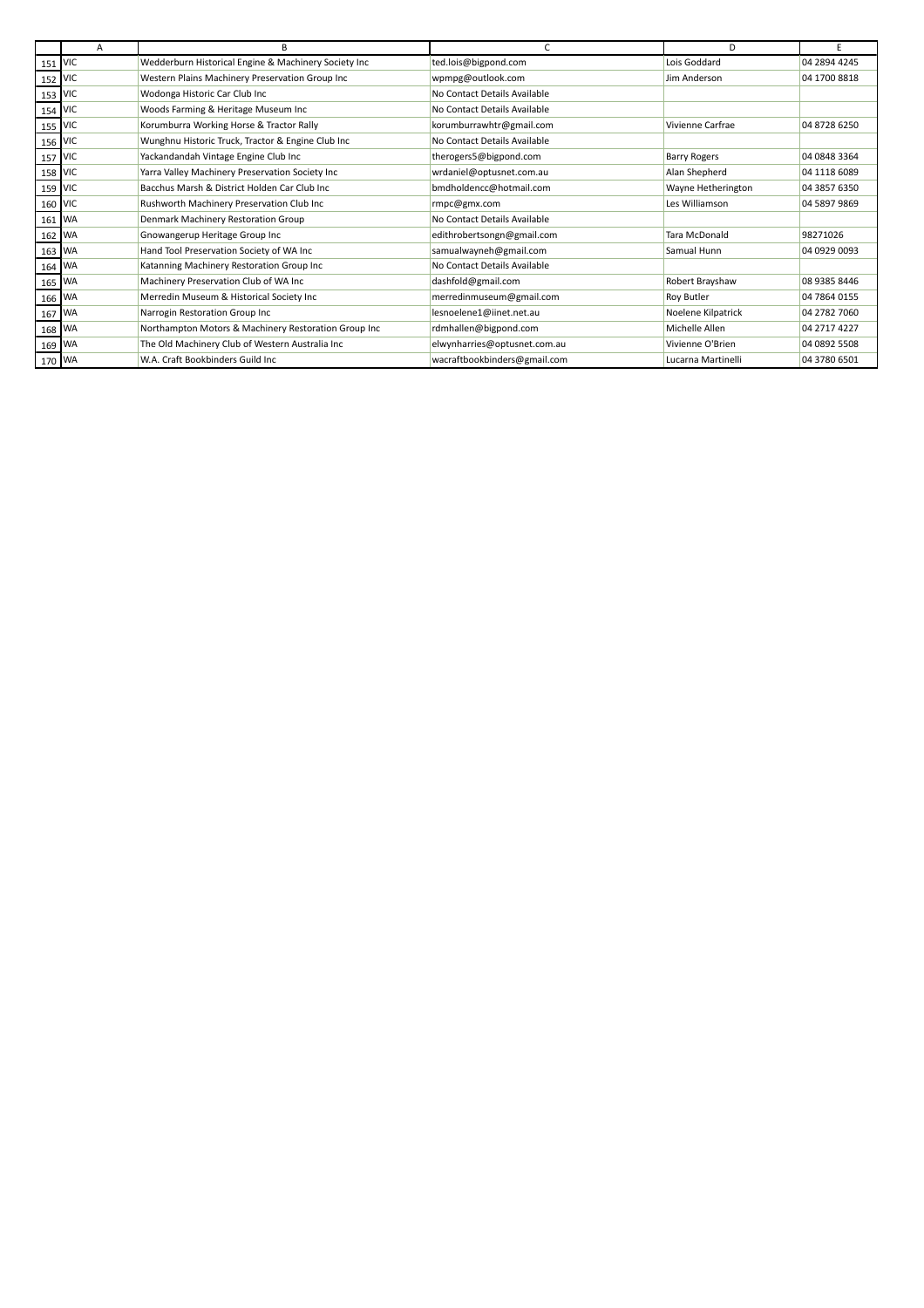| | A | B | C | D | E |
|---|---|---|---|---|---|
| 151 | VIC | Wedderburn Historical Engine & Machinery Society Inc | ted.lois@bigpond.com | Lois Goddard | 04 2894 4245 |
| 152 | VIC | Western Plains Machinery Preservation Group Inc | wpmpg@outlook.com | Jim Anderson | 04 1700 8818 |
| 153 | VIC | Wodonga Historic Car Club Inc | No Contact Details Available | | |
| 154 | VIC | Woods Farming & Heritage Museum Inc | No Contact Details Available | | |
| 155 | VIC | Korumburra Working Horse & Tractor Rally | korumburrawhtr@gmail.com | Vivienne Carfrae | 04 8728 6250 |
| 156 | VIC | Wunghnu Historic Truck, Tractor & Engine Club Inc | No Contact Details Available | | |
| 157 | VIC | Yackandandah Vintage Engine Club Inc | therogers5@bigpond.com | Barry Rogers | 04 0848 3364 |
| 158 | VIC | Yarra Valley Machinery Preservation Society Inc | wrdaniel@optusnet.com.au | Alan Shepherd | 04 1118 6089 |
| 159 | VIC | Bacchus Marsh & District Holden Car Club Inc | bmdholdencc@hotmail.com | Wayne Hetherington | 04 3857 6350 |
| 160 | VIC | Rushworth Machinery Preservation Club Inc | rmpc@gmx.com | Les Williamson | 04 5897 9869 |
| 161 | WA | Denmark Machinery Restoration Group | No Contact Details Available | | |
| 162 | WA | Gnowangerup Heritage Group Inc | edithrobertsongn@gmail.com | Tara McDonald | 98271026 |
| 163 | WA | Hand Tool Preservation Society of WA Inc | samualwayneh@gmail.com | Samual Hunn | 04 0929 0093 |
| 164 | WA | Katanning Machinery Restoration Group Inc | No Contact Details Available | | |
| 165 | WA | Machinery Preservation Club of WA Inc | dashfold@gmail.com | Robert Brayshaw | 08 9385 8446 |
| 166 | WA | Merredin Museum & Historical Society Inc | merredinmuseum@gmail.com | Roy Butler | 04 7864 0155 |
| 167 | WA | Narrogin Restoration Group Inc | lesnoelene1@iinet.net.au | Noelene Kilpatrick | 04 2782 7060 |
| 168 | WA | Northampton Motors & Machinery Restoration Group Inc | rdmhallen@bigpond.com | Michelle Allen | 04 2717 4227 |
| 169 | WA | The Old Machinery Club of Western Australia Inc | elwynharries@optusnet.com.au | Vivienne O'Brien | 04 0892 5508 |
| 170 | WA | W.A. Craft Bookbinders Guild Inc | wacraftbookbinders@gmail.com | Lucarna Martinelli | 04 3780 6501 |